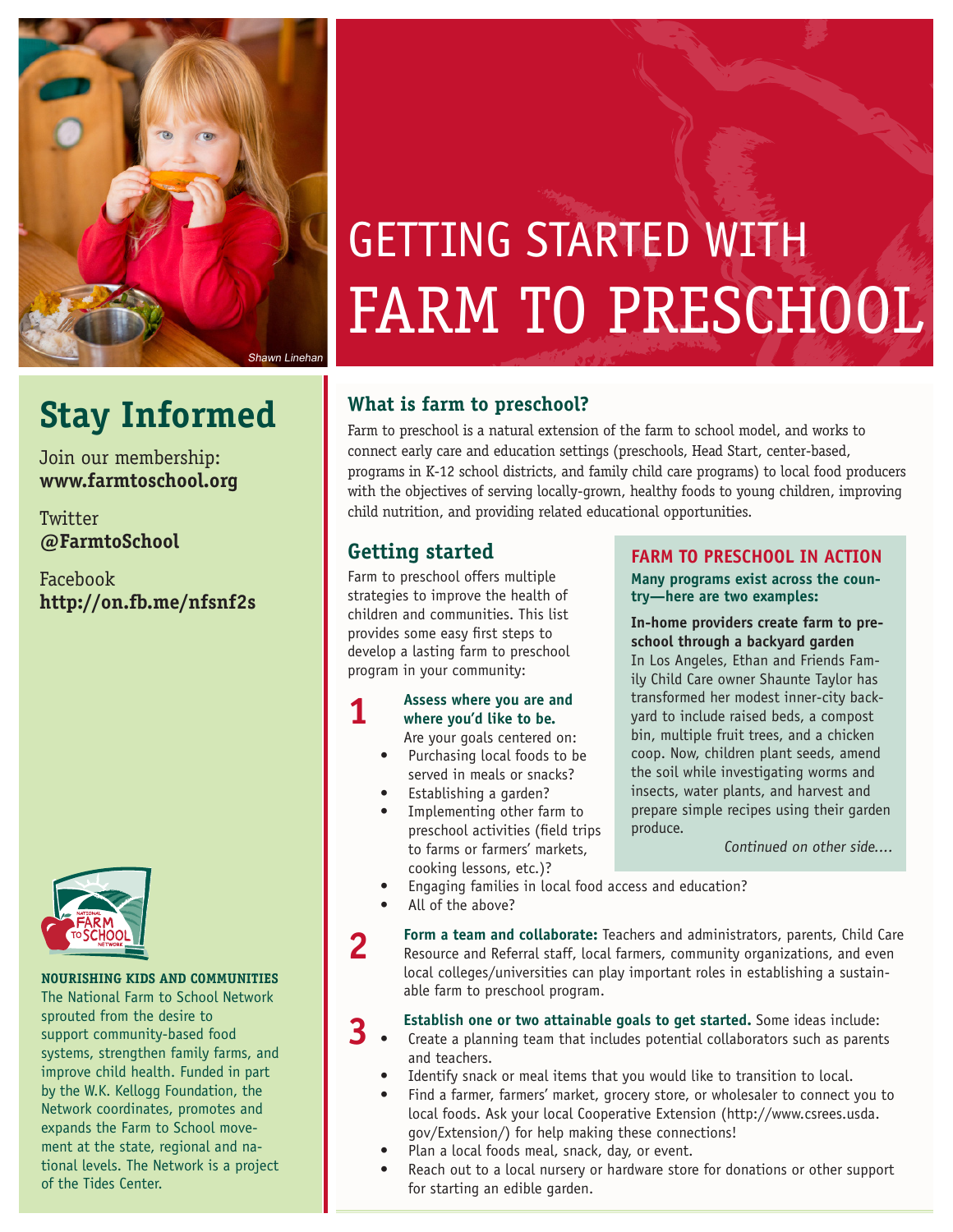# GETTING STARTED WITH FARM TO PRESCHOOL

Shawn Linehan

## What is farm to preschool?

Farm to preschool is a natural extension of the farm to school model, and works to connect early care and education settings (preschools, Head Start, center-based, programs in K-12 school districts, and family child care programs) to local food producers with the objectives of serving locally-grown, healthy foods to young children, improving child nutrition, and providing related educational opportunities.

## Getting started

Farm to preschool offers multiple strategies to improve the health of children and communities. This list provides some easy first steps to develop a lasting farm to preschool program in your community:

**1** **Assess where you are and where you'd like to be.** Are your goals centered on:

- Purchasing local foods to be served in meals or snacks?
- Establishing a garden?
- Implementing other farm to preschool activities (field trips to farms or farmers' markets, cooking lessons, etc.)?
- Engaging families in local food access and education?
- All of the above?

**2** **Form a team and collaborate:** Teachers and administrators, parents, Child Care Resource and Referral staff, local farmers, community organizations, and even local colleges/universities can play important roles in establishing a sustainable farm to preschool program.

**3** **Establish one or two attainable goals to get started.** Some ideas include:

- Create a planning team that includes potential collaborators such as parents and teachers.
- Identify snack or meal items that you would like to transition to local.
- Find a farmer, farmers' market, grocery store, or wholesaler to connect you to local foods. Ask your local Cooperative Extension (http://www.csrees.usda.gov/Extension/) for help making these connections!
- Plan a local foods meal, snack, day, or event.
- Reach out to a local nursery or hardware store for donations or other support for starting an edible garden.

### FARM TO PRESCHOOL IN ACTION

**Many programs exist across the country—here are two examples:**

**In-home providers create farm to preschool through a backyard garden**
In Los Angeles, Ethan and Friends Family Child Care owner Shaunte Taylor has transformed her modest inner-city backyard to include raised beds, a compost bin, multiple fruit trees, and a chicken coop. Now, children plant seeds, amend the soil while investigating worms and insects, water plants, and harvest and prepare simple recipes using their garden produce.

*Continued on other side....*

## Stay Informed

Join our membership:
**www.farmtoschool.org**

Twitter
**@FarmtoSchool**

Facebook
**http://on.fb.me/nfsnf2s**

NATIONAL FARM TO SCHOOL NETWORK

**NOURISHING KIDS AND COMMUNITIES**
The National Farm to School Network sprouted from the desire to support community-based food systems, strengthen family farms, and improve child health. Funded in part by the W.K. Kellogg Foundation, the Network coordinates, promotes and expands the Farm to School movement at the state, regional and national levels. The Network is a project of the Tides Center.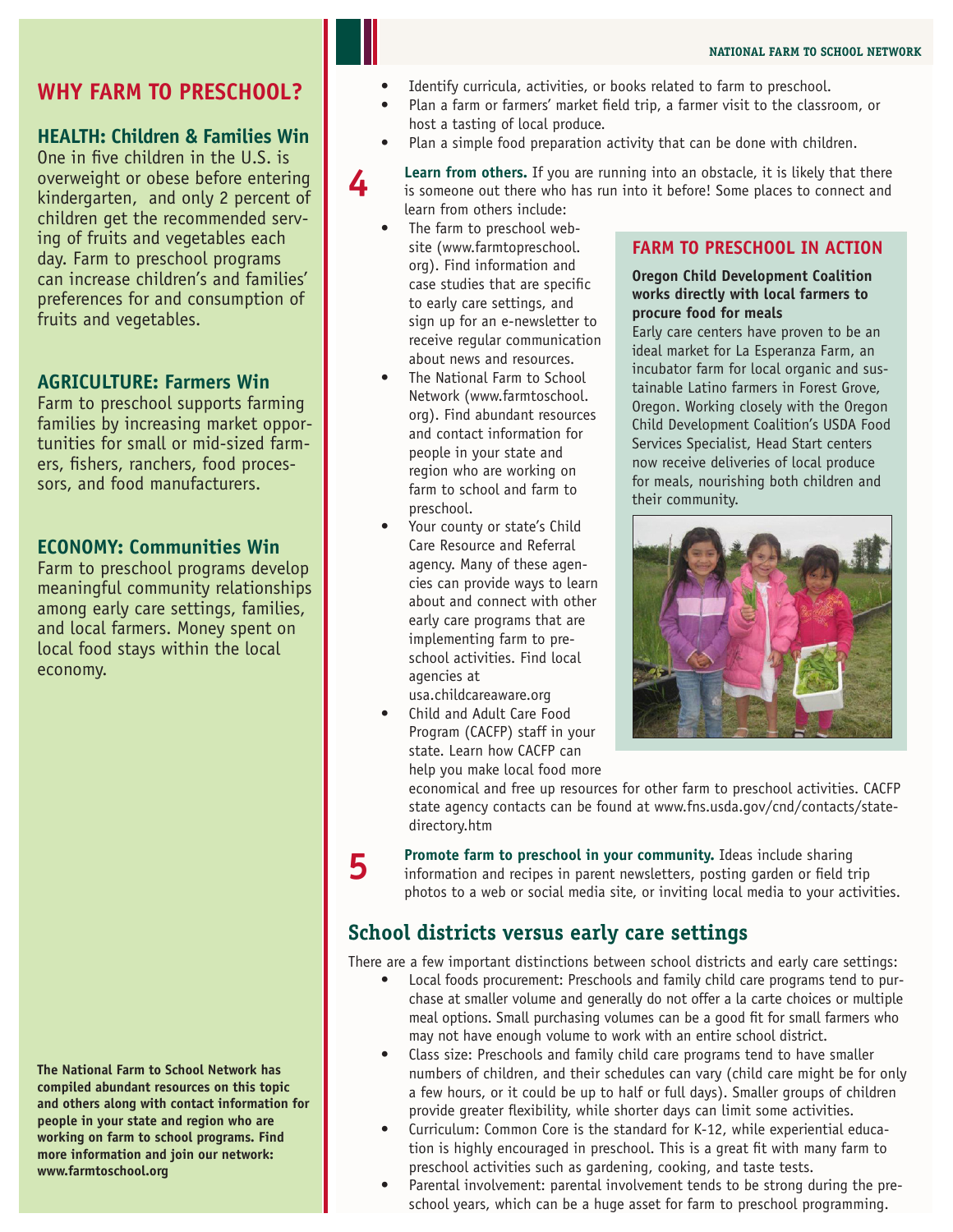## WHY FARM TO PRESCHOOL?

### HEALTH: Children & Families Win

One in five children in the U.S. is overweight or obese before entering kindergarten, and only 2 percent of children get the recommended serving of fruits and vegetables each day. Farm to preschool programs can increase children's and families' preferences for and consumption of fruits and vegetables.

### AGRICULTURE: Farmers Win

Farm to preschool supports farming families by increasing market opportunities for small or mid-sized farmers, fishers, ranchers, food processors, and food manufacturers.

### ECONOMY: Communities Win

Farm to preschool programs develop meaningful community relationships among early care settings, families, and local farmers. Money spent on local food stays within the local economy.

**The National Farm to School Network has compiled abundant resources on this topic and others along with contact information for people in your state and region who are working on farm to school programs. Find more information and join our network: www.farmtoschool.org**

- Identify curricula, activities, or books related to farm to preschool.
- Plan a farm or farmers' market field trip, a farmer visit to the classroom, or host a tasting of local produce.
- Plan a simple food preparation activity that can be done with children.

**4** **Learn from others.** If you are running into an obstacle, it is likely that there is someone out there who has run into it before! Some places to connect and learn from others include:

- The farm to preschool website (www.farmtopreschool.org). Find information and case studies that are specific to early care settings, and sign up for an e-newsletter to receive regular communication about news and resources.
- The National Farm to School Network (www.farmtoschool.org). Find abundant resources and contact information for people in your state and region who are working on farm to school and farm to preschool.
- Your county or state's Child Care Resource and Referral agency. Many of these agencies can provide ways to learn about and connect with other early care programs that are implementing farm to preschool activities. Find local agencies at usa.childcareaware.org
- Child and Adult Care Food Program (CACFP) staff in your state. Learn how CACFP can help you make local food more economical and free up resources for other farm to preschool activities. CACFP state agency contacts can be found at www.fns.usda.gov/cnd/contacts/state-directory.htm

**5** **Promote farm to preschool in your community.** Ideas include sharing information and recipes in parent newsletters, posting garden or field trip photos to a web or social media site, or inviting local media to your activities.

### FARM TO PRESCHOOL IN ACTION

**Oregon Child Development Coalition works directly with local farmers to procure food for meals**

Early care centers have proven to be an ideal market for La Esperanza Farm, an incubator farm for local organic and sustainable Latino farmers in Forest Grove, Oregon. Working closely with the Oregon Child Development Coalition's USDA Food Services Specialist, Head Start centers now receive deliveries of local produce for meals, nourishing both children and their community.

## School districts versus early care settings

There are a few important distinctions between school districts and early care settings:

- Local foods procurement: Preschools and family child care programs tend to purchase at smaller volume and generally do not offer a la carte choices or multiple meal options. Small purchasing volumes can be a good fit for small farmers who may not have enough volume to work with an entire school district.
- Class size: Preschools and family child care programs tend to have smaller numbers of children, and their schedules can vary (child care might be for only a few hours, or it could be up to half or full days). Smaller groups of children provide greater flexibility, while shorter days can limit some activities.
- Curriculum: Common Core is the standard for K-12, while experiential education is highly encouraged in preschool. This is a great fit with many farm to preschool activities such as gardening, cooking, and taste tests.
- Parental involvement: parental involvement tends to be strong during the preschool years, which can be a huge asset for farm to preschool programming.